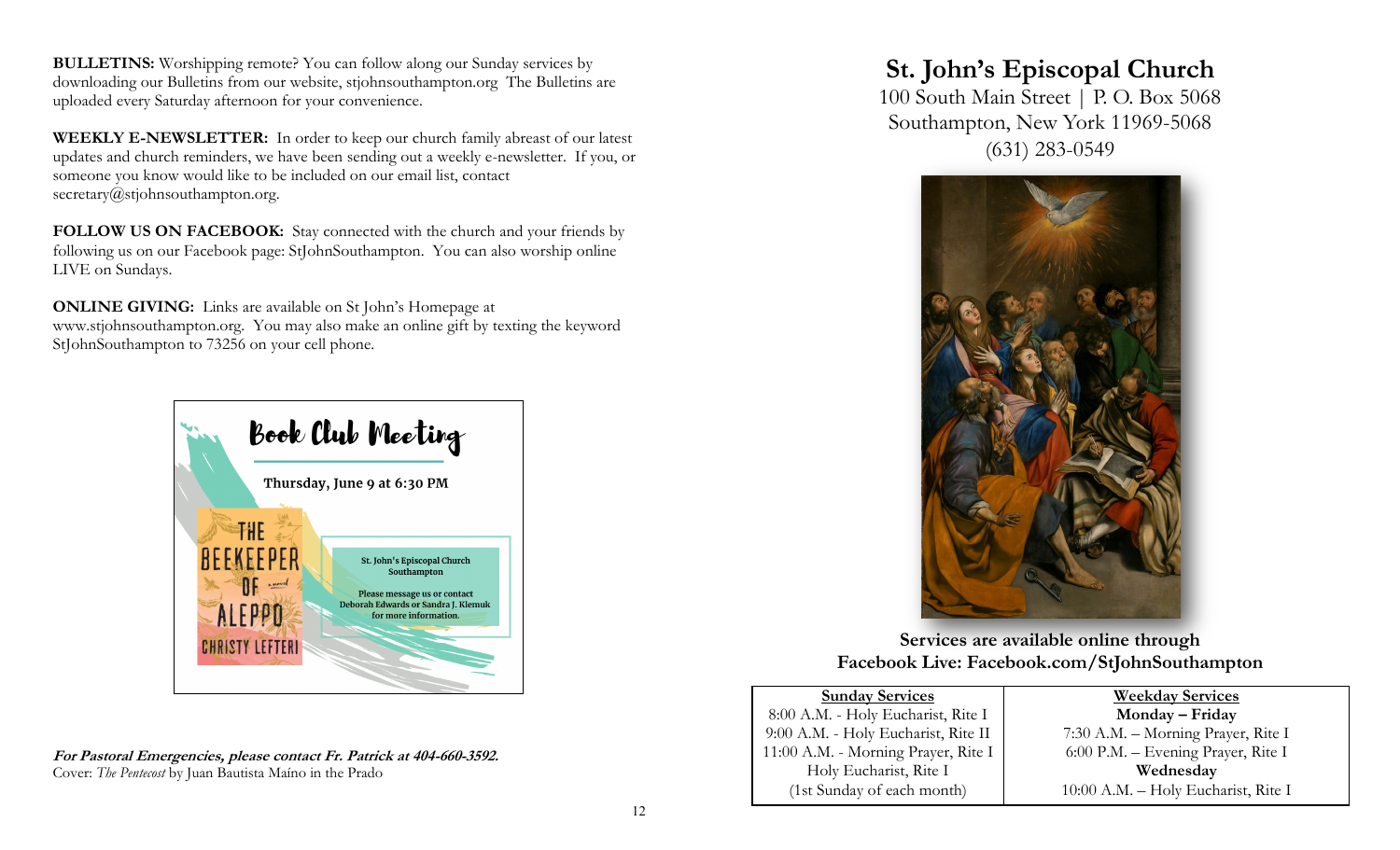**BULLETINS:** Worshipping remote? You can follow along our Sunday services by downloading our Bulletins from our website, stjohnsouthampton.org The Bulletins are uploaded every Saturday afternoon for your convenience.

**WEEKLY E-NEWSLETTER:** In order to keep our church family abreast of our latest updates and church reminders, we have been sending out a weekly e-newsletter. If you, or someone you know would like to be included on our email list, contact secretary@stjohnsouthampton.org.

**FOLLOW US ON FACEBOOK:** Stay connected with the church and your friends by following us on our Facebook page: StJohnSouthampton. You can also worship online LIVE on Sundays.

**ONLINE GIVING:** Links are available on St John's Homepage at www.stjohnsouthampton.org. You may also make an online gift by texting the keyword StJohnSouthampton to 73256 on your cell phone.

Book Club Meeting

**Thursday, June 9 at 6:30 PM**

THE BEEKEEPER OF ALEPPO, a novel, CHRISTY LEFTERI

**St. John's Episcopal Church Southampton**

**Please message us or contact Deborah Edwards or Sandra J. Klemuk for more information.**

***For Pastoral Emergencies, please contact Fr. Patrick at 404-660-3592.***

Cover: *The Pentecost* by Juan Bautista Maíno in the Prado

# St. John's Episcopal Church

100 South Main Street | P. O. Box 5068
Southampton, New York 11969-5068
(631) 283-0549

**Services are available online through Facebook Live: Facebook.com/StJohnSouthampton**

| Sunday Services | Weekday Services |
|---|---|
| 8:00 A.M. - Holy Eucharist, Rite I | **Monday – Friday** |
| 9:00 A.M. - Holy Eucharist, Rite II | 7:30 A.M. – Morning Prayer, Rite I |
| 11:00 A.M. - Morning Prayer, Rite I | 6:00 P.M. – Evening Prayer, Rite I |
| Holy Eucharist, Rite I | **Wednesday** |
| (1st Sunday of each month) | 10:00 A.M. – Holy Eucharist, Rite I |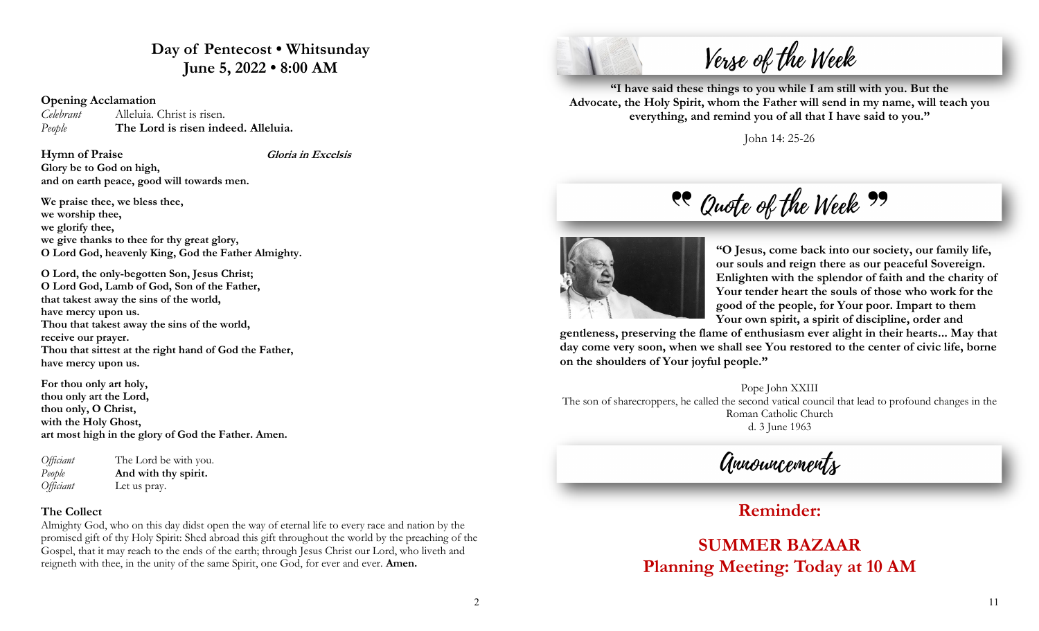## Day of Pentecost • Whitsunday
## June 5, 2022 • 8:00 AM

**Opening Acclamation**

*Celebrant* Alleluia. Christ is risen.
*People* **The Lord is risen indeed. Alleluia.**

**Hymn of Praise** ***Gloria in Excelsis***

**Glory be to God on high,**
**and on earth peace, good will towards men.**

**We praise thee, we bless thee,**
**we worship thee,**
**we glorify thee,**
**we give thanks to thee for thy great glory,**
**O Lord God, heavenly King, God the Father Almighty.**

**O Lord, the only-begotten Son, Jesus Christ;**
**O Lord God, Lamb of God, Son of the Father,**
**that takest away the sins of the world,**
**have mercy upon us.**
**Thou that takest away the sins of the world,**
**receive our prayer.**
**Thou that sittest at the right hand of God the Father,**
**have mercy upon us.**

**For thou only art holy,**
**thou only art the Lord,**
**thou only, O Christ,**
**with the Holy Ghost,**
**art most high in the glory of God the Father. Amen.**

*Officiant* The Lord be with you.
*People* **And with thy spirit.**
*Officiant* Let us pray.

**The Collect**

Almighty God, who on this day didst open the way of eternal life to every race and nation by the promised gift of thy Holy Spirit: Shed abroad this gift throughout the world by the preaching of the Gospel, that it may reach to the ends of the earth; through Jesus Christ our Lord, who liveth and reigneth with thee, in the unity of the same Spirit, one God, for ever and ever. **Amen.**

## Verse of the Week

**"I have said these things to you while I am still with you. But the Advocate, the Holy Spirit, whom the Father will send in my name, will teach you everything, and remind you of all that I have said to you."**

John 14: 25-26

## " Quote of the Week "

**"O Jesus, come back into our society, our family life, our souls and reign there as our peaceful Sovereign. Enlighten with the splendor of faith and the charity of Your tender heart the souls of those who work for the good of the people, for Your poor. Impart to them Your own spirit, a spirit of discipline, order and gentleness, preserving the flame of enthusiasm ever alight in their hearts... May that day come very soon, when we shall see You restored to the center of civic life, borne on the shoulders of Your joyful people."**

Pope John XXIII
The son of sharecroppers, he called the second vatical council that lead to profound changes in the Roman Catholic Church
d. 3 June 1963

## Announcements

### Reminder:

### SUMMER BAZAAR
### Planning Meeting: Today at 10 AM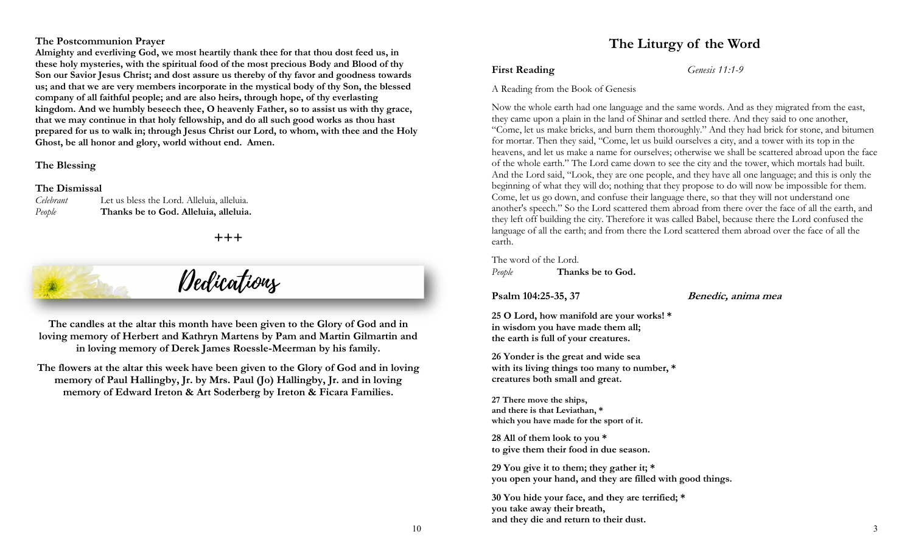**The Postcommunion Prayer**

**Almighty and everliving God, we most heartily thank thee for that thou dost feed us, in these holy mysteries, with the spiritual food of the most precious Body and Blood of thy Son our Savior Jesus Christ; and dost assure us thereby of thy favor and goodness towards us; and that we are very members incorporate in the mystical body of thy Son, the blessed company of all faithful people; and are also heirs, through hope, of thy everlasting kingdom. And we humbly beseech thee, O heavenly Father, so to assist us with thy grace, that we may continue in that holy fellowship, and do all such good works as thou hast prepared for us to walk in; through Jesus Christ our Lord, to whom, with thee and the Holy Ghost, be all honor and glory, world without end. Amen.**

**The Blessing**

**The Dismissal**

*Celebrant* Let us bless the Lord. Alleluia, alleluia.
*People* **Thanks be to God. Alleluia, alleluia.**

+++

## Dedications

**The candles at the altar this month have been given to the Glory of God and in loving memory of Herbert and Kathryn Martens by Pam and Martin Gilmartin and in loving memory of Derek James Roessle-Meerman by his family.**

**The flowers at the altar this week have been given to the Glory of God and in loving memory of Paul Hallingby, Jr. by Mrs. Paul (Jo) Hallingby, Jr. and in loving memory of Edward Ireton & Art Soderberg by Ireton & Ficara Families.**

# The Liturgy of the Word

**First Reading** *Genesis 11:1-9*

A Reading from the Book of Genesis

Now the whole earth had one language and the same words. And as they migrated from the east, they came upon a plain in the land of Shinar and settled there. And they said to one another, "Come, let us make bricks, and burn them thoroughly." And they had brick for stone, and bitumen for mortar. Then they said, "Come, let us build ourselves a city, and a tower with its top in the heavens, and let us make a name for ourselves; otherwise we shall be scattered abroad upon the face of the whole earth." The Lord came down to see the city and the tower, which mortals had built. And the Lord said, "Look, they are one people, and they have all one language; and this is only the beginning of what they will do; nothing that they propose to do will now be impossible for them. Come, let us go down, and confuse their language there, so that they will not understand one another's speech." So the Lord scattered them abroad from there over the face of all the earth, and they left off building the city. Therefore it was called Babel, because there the Lord confused the language of all the earth; and from there the Lord scattered them abroad over the face of all the earth.

The word of the Lord.
*People* **Thanks be to God.**

**Psalm 104:25-35, 37** ***Benedic, anima mea***

**25 O Lord, how manifold are your works! *
in wisdom you have made them all;
the earth is full of your creatures.**

**26 Yonder is the great and wide sea
with its living things too many to number, *
creatures both small and great.**

**27 There move the ships,
and there is that Leviathan, *
which you have made for the sport of it.**

**28 All of them look to you *
to give them their food in due season.**

**29 You give it to them; they gather it; *
you open your hand, and they are filled with good things.**

**30 You hide your face, and they are terrified; *
you take away their breath,
and they die and return to their dust.**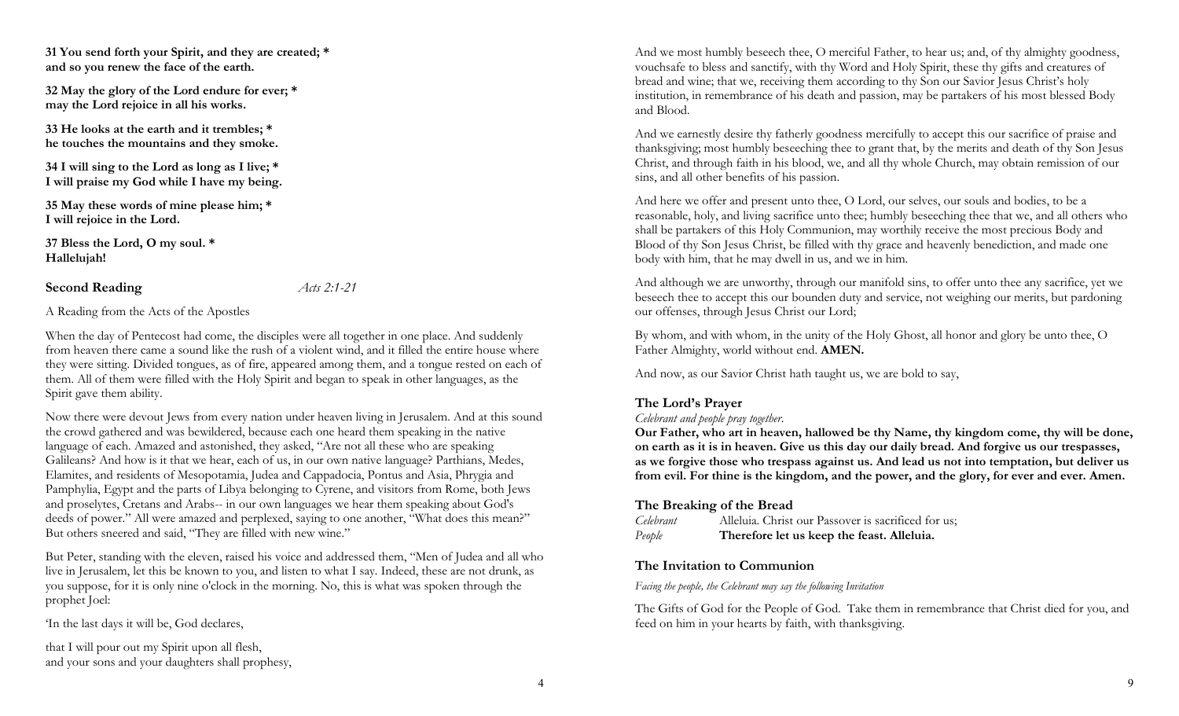**31 You send forth your Spirit, and they are created; *
and so you renew the face of the earth.**

**32 May the glory of the Lord endure for ever; *
may the Lord rejoice in all his works.**

**33 He looks at the earth and it trembles; *
he touches the mountains and they smoke.**

**34 I will sing to the Lord as long as I live; *
I will praise my God while I have my being.**

**35 May these words of mine please him; *
I will rejoice in the Lord.**

**37 Bless the Lord, O my soul. *
Hallelujah!**

### Second Reading *Acts 2:1-21*

A Reading from the Acts of the Apostles

When the day of Pentecost had come, the disciples were all together in one place. And suddenly from heaven there came a sound like the rush of a violent wind, and it filled the entire house where they were sitting. Divided tongues, as of fire, appeared among them, and a tongue rested on each of them. All of them were filled with the Holy Spirit and began to speak in other languages, as the Spirit gave them ability.

Now there were devout Jews from every nation under heaven living in Jerusalem. And at this sound the crowd gathered and was bewildered, because each one heard them speaking in the native language of each. Amazed and astonished, they asked, "Are not all these who are speaking Galileans? And how is it that we hear, each of us, in our own native language? Parthians, Medes, Elamites, and residents of Mesopotamia, Judea and Cappadocia, Pontus and Asia, Phrygia and Pamphylia, Egypt and the parts of Libya belonging to Cyrene, and visitors from Rome, both Jews and proselytes, Cretans and Arabs-- in our own languages we hear them speaking about God's deeds of power." All were amazed and perplexed, saying to one another, "What does this mean?" But others sneered and said, "They are filled with new wine."

But Peter, standing with the eleven, raised his voice and addressed them, "Men of Judea and all who live in Jerusalem, let this be known to you, and listen to what I say. Indeed, these are not drunk, as you suppose, for it is only nine o'clock in the morning. No, this is what was spoken through the prophet Joel:

'In the last days it will be, God declares,

that I will pour out my Spirit upon all flesh,
and your sons and your daughters shall prophesy,

And we most humbly beseech thee, O merciful Father, to hear us; and, of thy almighty goodness, vouchsafe to bless and sanctify, with thy Word and Holy Spirit, these thy gifts and creatures of bread and wine; that we, receiving them according to thy Son our Savior Jesus Christ's holy institution, in remembrance of his death and passion, may be partakers of his most blessed Body and Blood.

And we earnestly desire thy fatherly goodness mercifully to accept this our sacrifice of praise and thanksgiving; most humbly beseeching thee to grant that, by the merits and death of thy Son Jesus Christ, and through faith in his blood, we, and all thy whole Church, may obtain remission of our sins, and all other benefits of his passion.

And here we offer and present unto thee, O Lord, our selves, our souls and bodies, to be a reasonable, holy, and living sacrifice unto thee; humbly beseeching thee that we, and all others who shall be partakers of this Holy Communion, may worthily receive the most precious Body and Blood of thy Son Jesus Christ, be filled with thy grace and heavenly benediction, and made one body with him, that he may dwell in us, and we in him.

And although we are unworthy, through our manifold sins, to offer unto thee any sacrifice, yet we beseech thee to accept this our bounden duty and service, not weighing our merits, but pardoning our offenses, through Jesus Christ our Lord;

By whom, and with whom, in the unity of the Holy Ghost, all honor and glory be unto thee, O Father Almighty, world without end. **AMEN.**

And now, as our Savior Christ hath taught us, we are bold to say,

### The Lord's Prayer

*Celebrant and people pray together.*

**Our Father, who art in heaven, hallowed be thy Name, thy kingdom come, thy will be done, on earth as it is in heaven. Give us this day our daily bread. And forgive us our trespasses, as we forgive those who trespass against us. And lead us not into temptation, but deliver us from evil. For thine is the kingdom, and the power, and the glory, for ever and ever. Amen.**

### The Breaking of the Bread

*Celebrant* Alleluia. Christ our Passover is sacrificed for us;
*People* **Therefore let us keep the feast. Alleluia.**

### The Invitation to Communion

*Facing the people, the Celebrant may say the following Invitation*

The Gifts of God for the People of God. Take them in remembrance that Christ died for you, and feed on him in your hearts by faith, with thanksgiving.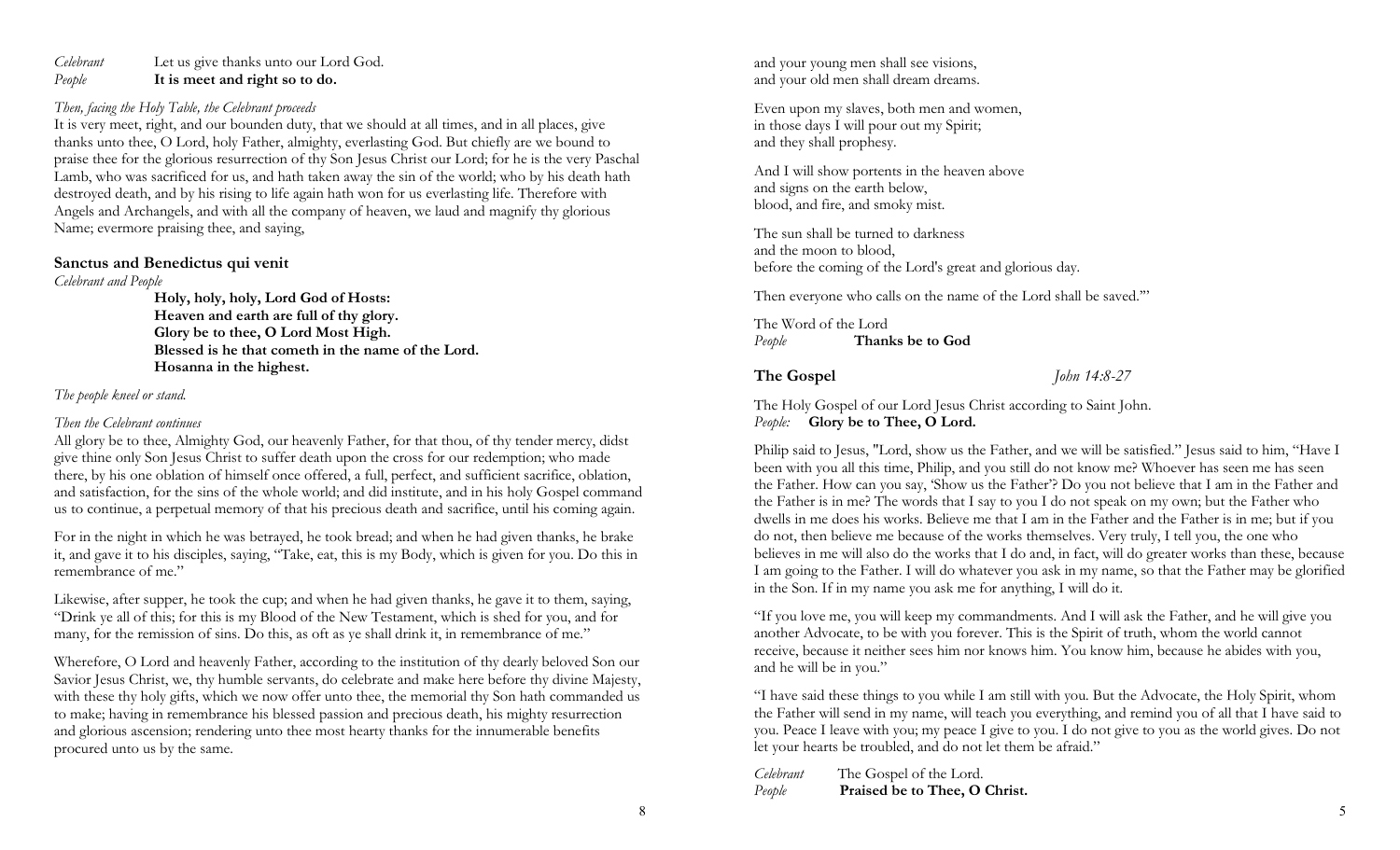*Celebrant* Let us give thanks unto our Lord God.
*People* **It is meet and right so to do.**

*Then, facing the Holy Table, the Celebrant proceeds*

It is very meet, right, and our bounden duty, that we should at all times, and in all places, give thanks unto thee, O Lord, holy Father, almighty, everlasting God. But chiefly are we bound to praise thee for the glorious resurrection of thy Son Jesus Christ our Lord; for he is the very Paschal Lamb, who was sacrificed for us, and hath taken away the sin of the world; who by his death hath destroyed death, and by his rising to life again hath won for us everlasting life. Therefore with Angels and Archangels, and with all the company of heaven, we laud and magnify thy glorious Name; evermore praising thee, and saying,

### Sanctus and Benedictus qui venit

*Celebrant and People*

**Holy, holy, holy, Lord God of Hosts:**
**Heaven and earth are full of thy glory.**
**Glory be to thee, O Lord Most High.**
**Blessed is he that cometh in the name of the Lord.**
**Hosanna in the highest.**

*The people kneel or stand.*

*Then the Celebrant continues*

All glory be to thee, Almighty God, our heavenly Father, for that thou, of thy tender mercy, didst give thine only Son Jesus Christ to suffer death upon the cross for our redemption; who made there, by his one oblation of himself once offered, a full, perfect, and sufficient sacrifice, oblation, and satisfaction, for the sins of the whole world; and did institute, and in his holy Gospel command us to continue, a perpetual memory of that his precious death and sacrifice, until his coming again.

For in the night in which he was betrayed, he took bread; and when he had given thanks, he brake it, and gave it to his disciples, saying, "Take, eat, this is my Body, which is given for you. Do this in remembrance of me."

Likewise, after supper, he took the cup; and when he had given thanks, he gave it to them, saying, "Drink ye all of this; for this is my Blood of the New Testament, which is shed for you, and for many, for the remission of sins. Do this, as oft as ye shall drink it, in remembrance of me."

Wherefore, O Lord and heavenly Father, according to the institution of thy dearly beloved Son our Savior Jesus Christ, we, thy humble servants, do celebrate and make here before thy divine Majesty, with these thy holy gifts, which we now offer unto thee, the memorial thy Son hath commanded us to make; having in remembrance his blessed passion and precious death, his mighty resurrection and glorious ascension; rendering unto thee most hearty thanks for the innumerable benefits procured unto us by the same.

and your young men shall see visions,
and your old men shall dream dreams.

Even upon my slaves, both men and women,
in those days I will pour out my Spirit;
and they shall prophesy.

And I will show portents in the heaven above
and signs on the earth below,
blood, and fire, and smoky mist.

The sun shall be turned to darkness
and the moon to blood,
before the coming of the Lord's great and glorious day.

Then everyone who calls on the name of the Lord shall be saved.'"

The Word of the Lord
*People* **Thanks be to God**

### The Gospel *John 14:8-27*

The Holy Gospel of our Lord Jesus Christ according to Saint John.
*People:* **Glory be to Thee, O Lord.**

Philip said to Jesus, "Lord, show us the Father, and we will be satisfied." Jesus said to him, "Have I been with you all this time, Philip, and you still do not know me? Whoever has seen me has seen the Father. How can you say, 'Show us the Father'? Do you not believe that I am in the Father and the Father is in me? The words that I say to you I do not speak on my own; but the Father who dwells in me does his works. Believe me that I am in the Father and the Father is in me; but if you do not, then believe me because of the works themselves. Very truly, I tell you, the one who believes in me will also do the works that I do and, in fact, will do greater works than these, because I am going to the Father. I will do whatever you ask in my name, so that the Father may be glorified in the Son. If in my name you ask me for anything, I will do it.

"If you love me, you will keep my commandments. And I will ask the Father, and he will give you another Advocate, to be with you forever. This is the Spirit of truth, whom the world cannot receive, because it neither sees him nor knows him. You know him, because he abides with you, and he will be in you."

"I have said these things to you while I am still with you. But the Advocate, the Holy Spirit, whom the Father will send in my name, will teach you everything, and remind you of all that I have said to you. Peace I leave with you; my peace I give to you. I do not give to you as the world gives. Do not let your hearts be troubled, and do not let them be afraid."

*Celebrant* The Gospel of the Lord.
*People* **Praised be to Thee, O Christ.**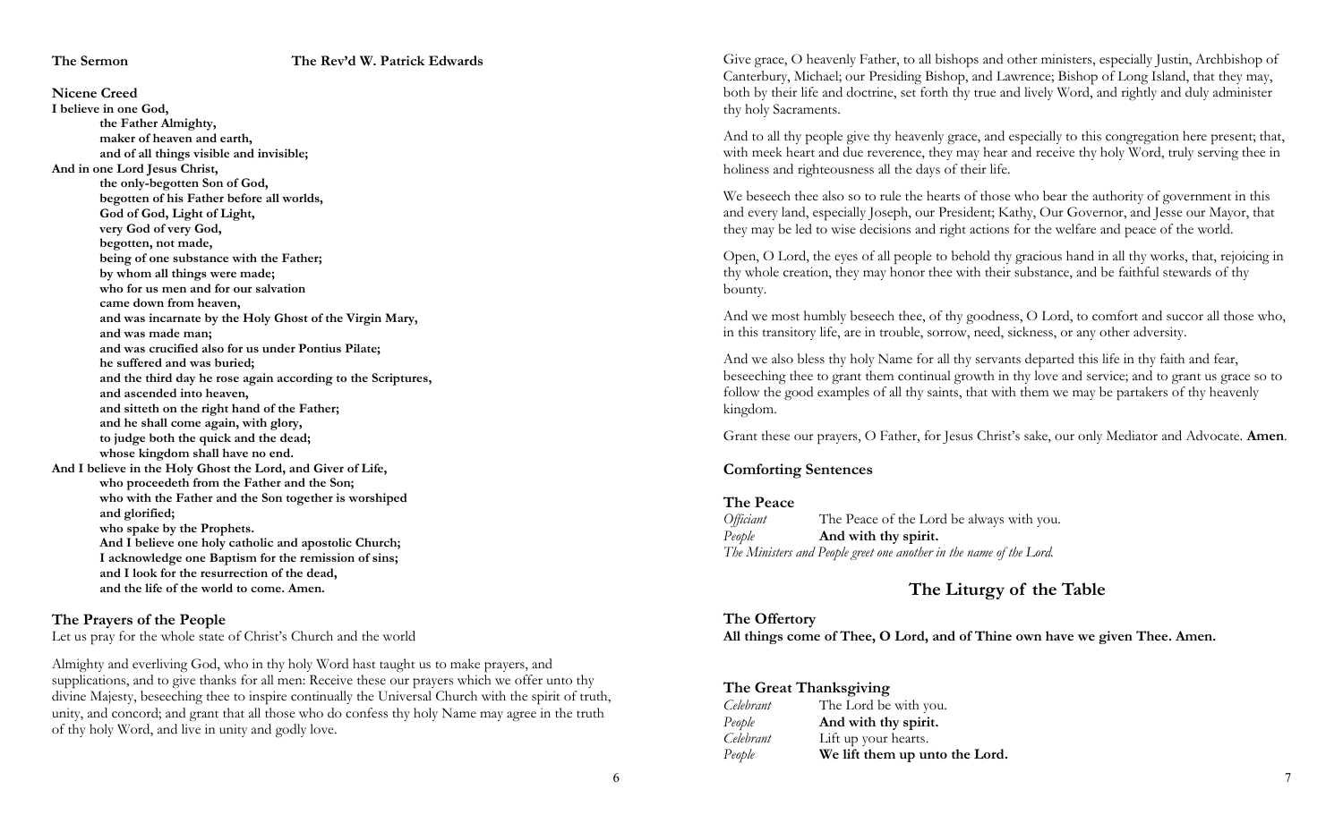**The Sermon** **The Rev'd W. Patrick Edwards**

**Nicene Creed**

**I believe in one God,**
**the Father Almighty,**
**maker of heaven and earth,**
**and of all things visible and invisible;**
**And in one Lord Jesus Christ,**
**the only-begotten Son of God,**
**begotten of his Father before all worlds,**
**God of God, Light of Light,**
**very God of very God,**
**begotten, not made,**
**being of one substance with the Father;**
**by whom all things were made;**
**who for us men and for our salvation**
**came down from heaven,**
**and was incarnate by the Holy Ghost of the Virgin Mary,**
**and was made man;**
**and was crucified also for us under Pontius Pilate;**
**he suffered and was buried;**
**and the third day he rose again according to the Scriptures,**
**and ascended into heaven,**
**and sitteth on the right hand of the Father;**
**and he shall come again, with glory,**
**to judge both the quick and the dead;**
**whose kingdom shall have no end.**
**And I believe in the Holy Ghost the Lord, and Giver of Life,**
**who proceedeth from the Father and the Son;**
**who with the Father and the Son together is worshiped**
**and glorified;**
**who spake by the Prophets.**
**And I believe one holy catholic and apostolic Church;**
**I acknowledge one Baptism for the remission of sins;**
**and I look for the resurrection of the dead,**
**and the life of the world to come. Amen.**

## The Prayers of the People

Let us pray for the whole state of Christ's Church and the world

Almighty and everliving God, who in thy holy Word hast taught us to make prayers, and supplications, and to give thanks for all men: Receive these our prayers which we offer unto thy divine Majesty, beseeching thee to inspire continually the Universal Church with the spirit of truth, unity, and concord; and grant that all those who do confess thy holy Name may agree in the truth of thy holy Word, and live in unity and godly love.

Give grace, O heavenly Father, to all bishops and other ministers, especially Justin, Archbishop of Canterbury, Michael; our Presiding Bishop, and Lawrence; Bishop of Long Island, that they may, both by their life and doctrine, set forth thy true and lively Word, and rightly and duly administer thy holy Sacraments.

And to all thy people give thy heavenly grace, and especially to this congregation here present; that, with meek heart and due reverence, they may hear and receive thy holy Word, truly serving thee in holiness and righteousness all the days of their life.

We beseech thee also so to rule the hearts of those who bear the authority of government in this and every land, especially Joseph, our President; Kathy, Our Governor, and Jesse our Mayor, that they may be led to wise decisions and right actions for the welfare and peace of the world.

Open, O Lord, the eyes of all people to behold thy gracious hand in all thy works, that, rejoicing in thy whole creation, they may honor thee with their substance, and be faithful stewards of thy bounty.

And we most humbly beseech thee, of thy goodness, O Lord, to comfort and succor all those who, in this transitory life, are in trouble, sorrow, need, sickness, or any other adversity.

And we also bless thy holy Name for all thy servants departed this life in thy faith and fear, beseeching thee to grant them continual growth in thy love and service; and to grant us grace so to follow the good examples of all thy saints, that with them we may be partakers of thy heavenly kingdom.

Grant these our prayers, O Father, for Jesus Christ's sake, our only Mediator and Advocate. **Amen**.

## Comforting Sentences

## The Peace

*Officiant* The Peace of the Lord be always with you.
*People* **And with thy spirit.**

*The Ministers and People greet one another in the name of the Lord.*

# The Liturgy of the Table

## The Offertory

**All things come of Thee, O Lord, and of Thine own have we given Thee. Amen.**

## The Great Thanksgiving

*Celebrant* The Lord be with you.
*People* **And with thy spirit.**
*Celebrant* Lift up your hearts.
*People* **We lift them up unto the Lord.**